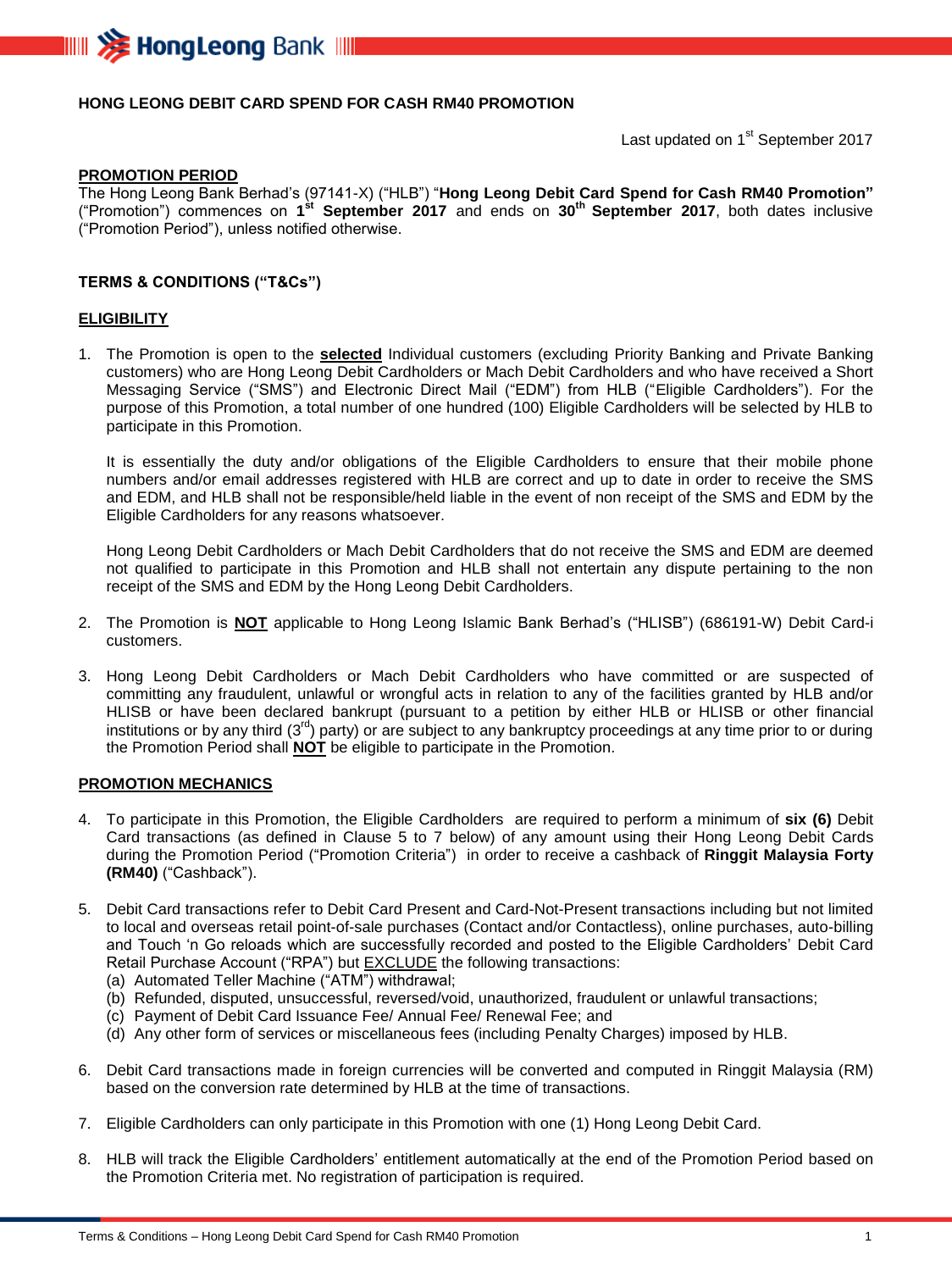# HONG LEONG DEBIT CARD SPEND FOR CASH RM40 PROMOTION

Last updated on 1st September 2017

## PROMOTION PERIOD

The Hong Leong Bank Berhad's (97141-X) ("HLB") "**Hong Leong Debit Card Spend for Cash RM40 Promotion"** ("Promotion") commences on **1st September 2017** and ends on **30th September 2017**, both dates inclusive ("Promotion Period"), unless notified otherwise.

## TERMS & CONDITIONS ("T&Cs")

## ELIGIBILITY

1. The Promotion is open to the **selected** Individual customers (excluding Priority Banking and Private Banking customers) who are Hong Leong Debit Cardholders or Mach Debit Cardholders and who have received a Short Messaging Service ("SMS") and Electronic Direct Mail ("EDM") from HLB ("Eligible Cardholders"). For the purpose of this Promotion, a total number of one hundred (100) Eligible Cardholders will be selected by HLB to participate in this Promotion.

   It is essentially the duty and/or obligations of the Eligible Cardholders to ensure that their mobile phone numbers and/or email addresses registered with HLB are correct and up to date in order to receive the SMS and EDM, and HLB shall not be responsible/held liable in the event of non receipt of the SMS and EDM by the Eligible Cardholders for any reasons whatsoever.

   Hong Leong Debit Cardholders or Mach Debit Cardholders that do not receive the SMS and EDM are deemed not qualified to participate in this Promotion and HLB shall not entertain any dispute pertaining to the non receipt of the SMS and EDM by the Hong Leong Debit Cardholders.

2. The Promotion is **NOT** applicable to Hong Leong Islamic Bank Berhad's ("HLISB") (686191-W) Debit Card-i customers.

3. Hong Leong Debit Cardholders or Mach Debit Cardholders who have committed or are suspected of committing any fraudulent, unlawful or wrongful acts in relation to any of the facilities granted by HLB and/or HLISB or have been declared bankrupt (pursuant to a petition by either HLB or HLISB or other financial institutions or by any third (3rd) party) or are subject to any bankruptcy proceedings at any time prior to or during the Promotion Period shall **NOT** be eligible to participate in the Promotion.

## PROMOTION MECHANICS

4. To participate in this Promotion, the Eligible Cardholders are required to perform a minimum of **six (6)** Debit Card transactions (as defined in Clause 5 to 7 below) of any amount using their Hong Leong Debit Cards during the Promotion Period ("Promotion Criteria") in order to receive a cashback of **Ringgit Malaysia Forty (RM40)** ("Cashback").

5. Debit Card transactions refer to Debit Card Present and Card-Not-Present transactions including but not limited to local and overseas retail point-of-sale purchases (Contact and/or Contactless), online purchases, auto-billing and Touch 'n Go reloads which are successfully recorded and posted to the Eligible Cardholders' Debit Card Retail Purchase Account ("RPA") but EXCLUDE the following transactions:
   (a) Automated Teller Machine ("ATM") withdrawal;
   (b) Refunded, disputed, unsuccessful, reversed/void, unauthorized, fraudulent or unlawful transactions;
   (c) Payment of Debit Card Issuance Fee/ Annual Fee/ Renewal Fee; and
   (d) Any other form of services or miscellaneous fees (including Penalty Charges) imposed by HLB.

6. Debit Card transactions made in foreign currencies will be converted and computed in Ringgit Malaysia (RM) based on the conversion rate determined by HLB at the time of transactions.

7. Eligible Cardholders can only participate in this Promotion with one (1) Hong Leong Debit Card.

8. HLB will track the Eligible Cardholders' entitlement automatically at the end of the Promotion Period based on the Promotion Criteria met. No registration of participation is required.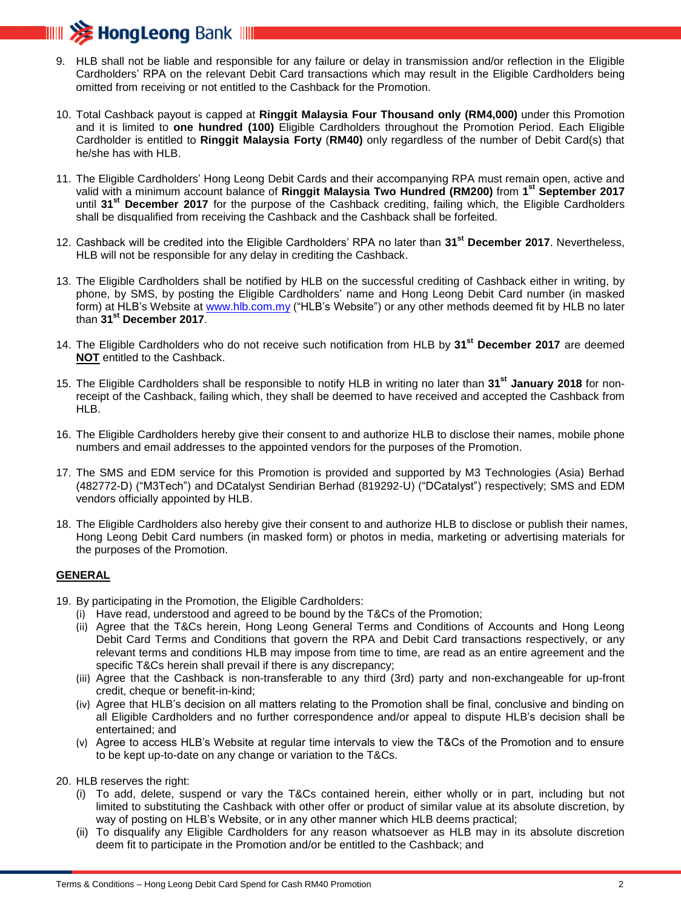9. HLB shall not be liable and responsible for any failure or delay in transmission and/or reflection in the Eligible Cardholders' RPA on the relevant Debit Card transactions which may result in the Eligible Cardholders being omitted from receiving or not entitled to the Cashback for the Promotion.

10. Total Cashback payout is capped at **Ringgit Malaysia Four Thousand only (RM4,000)** under this Promotion and it is limited to **one hundred (100)** Eligible Cardholders throughout the Promotion Period. Each Eligible Cardholder is entitled to **Ringgit Malaysia Forty** (**RM40)** only regardless of the number of Debit Card(s) that he/she has with HLB.

11. The Eligible Cardholders' Hong Leong Debit Cards and their accompanying RPA must remain open, active and valid with a minimum account balance of **Ringgit Malaysia Two Hundred (RM200)** from **1st September 2017** until **31st December 2017** for the purpose of the Cashback crediting, failing which, the Eligible Cardholders shall be disqualified from receiving the Cashback and the Cashback shall be forfeited.

12. Cashback will be credited into the Eligible Cardholders' RPA no later than **31st December 2017**. Nevertheless, HLB will not be responsible for any delay in crediting the Cashback.

13. The Eligible Cardholders shall be notified by HLB on the successful crediting of Cashback either in writing, by phone, by SMS, by posting the Eligible Cardholders' name and Hong Leong Debit Card number (in masked form) at HLB's Website at www.hlb.com.my ("HLB's Website") or any other methods deemed fit by HLB no later than **31st December 2017**.

14. The Eligible Cardholders who do not receive such notification from HLB by **31st December 2017** are deemed **NOT** entitled to the Cashback.

15. The Eligible Cardholders shall be responsible to notify HLB in writing no later than **31st January 2018** for non-receipt of the Cashback, failing which, they shall be deemed to have received and accepted the Cashback from HLB.

16. The Eligible Cardholders hereby give their consent to and authorize HLB to disclose their names, mobile phone numbers and email addresses to the appointed vendors for the purposes of the Promotion.

17. The SMS and EDM service for this Promotion is provided and supported by M3 Technologies (Asia) Berhad (482772-D) ("M3Tech") and DCatalyst Sendirian Berhad (819292-U) ("DCatalyst") respectively; SMS and EDM vendors officially appointed by HLB.

18. The Eligible Cardholders also hereby give their consent to and authorize HLB to disclose or publish their names, Hong Leong Debit Card numbers (in masked form) or photos in media, marketing or advertising materials for the purposes of the Promotion.

## GENERAL

19. By participating in the Promotion, the Eligible Cardholders:
    (i) Have read, understood and agreed to be bound by the T&Cs of the Promotion;
    (ii) Agree that the T&Cs herein, Hong Leong General Terms and Conditions of Accounts and Hong Leong Debit Card Terms and Conditions that govern the RPA and Debit Card transactions respectively, or any relevant terms and conditions HLB may impose from time to time, are read as an entire agreement and the specific T&Cs herein shall prevail if there is any discrepancy;
    (iii) Agree that the Cashback is non-transferable to any third (3rd) party and non-exchangeable for up-front credit, cheque or benefit-in-kind;
    (iv) Agree that HLB's decision on all matters relating to the Promotion shall be final, conclusive and binding on all Eligible Cardholders and no further correspondence and/or appeal to dispute HLB's decision shall be entertained; and
    (v) Agree to access HLB's Website at regular time intervals to view the T&Cs of the Promotion and to ensure to be kept up-to-date on any change or variation to the T&Cs.

20. HLB reserves the right:
    (i) To add, delete, suspend or vary the T&Cs contained herein, either wholly or in part, including but not limited to substituting the Cashback with other offer or product of similar value at its absolute discretion, by way of posting on HLB's Website, or in any other manner which HLB deems practical;
    (ii) To disqualify any Eligible Cardholders for any reason whatsoever as HLB may in its absolute discretion deem fit to participate in the Promotion and/or be entitled to the Cashback; and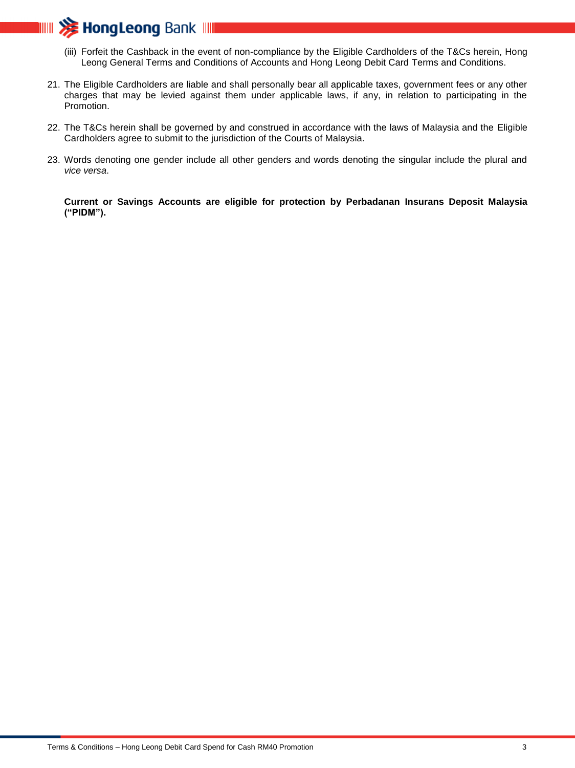(iii) Forfeit the Cashback in the event of non-compliance by the Eligible Cardholders of the T&Cs herein, Hong Leong General Terms and Conditions of Accounts and Hong Leong Debit Card Terms and Conditions.

21. The Eligible Cardholders are liable and shall personally bear all applicable taxes, government fees or any other charges that may be levied against them under applicable laws, if any, in relation to participating in the Promotion.

22. The T&Cs herein shall be governed by and construed in accordance with the laws of Malaysia and the Eligible Cardholders agree to submit to the jurisdiction of the Courts of Malaysia.

23. Words denoting one gender include all other genders and words denoting the singular include the plural and *vice versa*.

**Current or Savings Accounts are eligible for protection by Perbadanan Insurans Deposit Malaysia ("PIDM").**